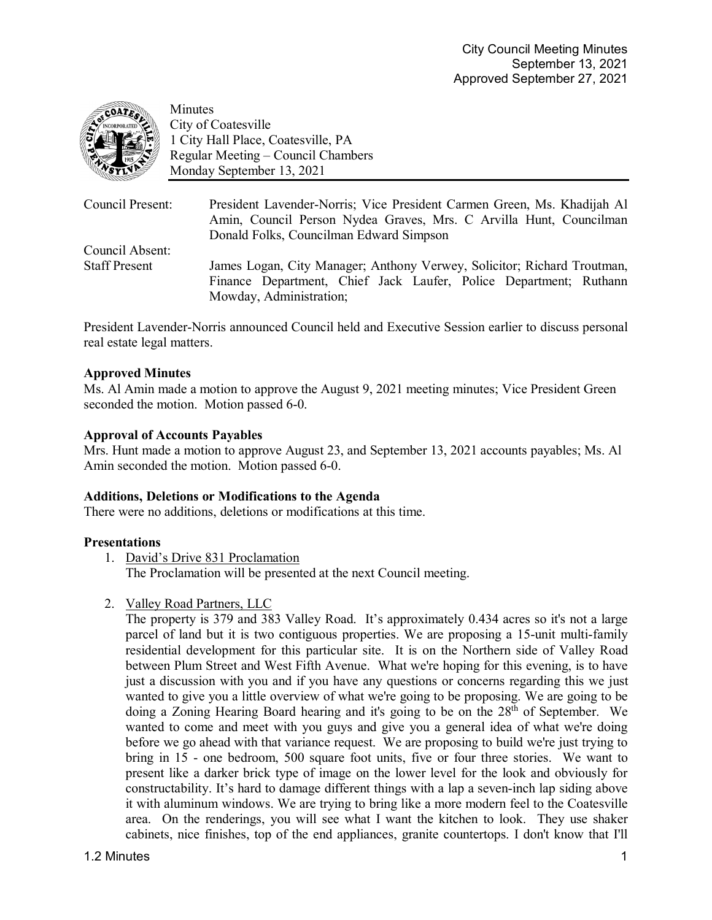City Council Meeting Minutes
September 13, 2021
Approved September 27, 2021

Minutes
City of Coatesville
1 City Hall Place, Coatesville, PA
Regular Meeting – Council Chambers
Monday September 13, 2021

| | |
|---|---|
| Council Present: | President Lavender-Norris; Vice President Carmen Green, Ms. Khadijah Al Amin, Council Person Nydea Graves, Mrs. C Arvilla Hunt, Councilman Donald Folks, Councilman Edward Simpson |
| Council Absent: | |
| Staff Present | James Logan, City Manager; Anthony Verwey, Solicitor; Richard Troutman, Finance Department, Chief Jack Laufer, Police Department; Ruthann Mowday, Administration; |

President Lavender-Norris announced Council held and Executive Session earlier to discuss personal real estate legal matters.

**Approved Minutes**

Ms. Al Amin made a motion to approve the August 9, 2021 meeting minutes; Vice President Green seconded the motion. Motion passed 6-0.

**Approval of Accounts Payables**

Mrs. Hunt made a motion to approve August 23, and September 13, 2021 accounts payables; Ms. Al Amin seconded the motion. Motion passed 6-0.

**Additions, Deletions or Modifications to the Agenda**

There were no additions, deletions or modifications at this time.

**Presentations**

1. David's Drive 831 Proclamation
   The Proclamation will be presented at the next Council meeting.

2. Valley Road Partners, LLC
   The property is 379 and 383 Valley Road. It's approximately 0.434 acres so it's not a large parcel of land but it is two contiguous properties. We are proposing a 15-unit multi-family residential development for this particular site. It is on the Northern side of Valley Road between Plum Street and West Fifth Avenue. What we're hoping for this evening, is to have just a discussion with you and if you have any questions or concerns regarding this we just wanted to give you a little overview of what we're going to be proposing. We are going to be doing a Zoning Hearing Board hearing and it's going to be on the 28th of September. We wanted to come and meet with you guys and give you a general idea of what we're doing before we go ahead with that variance request. We are proposing to build we're just trying to bring in 15 - one bedroom, 500 square foot units, five or four three stories. We want to present like a darker brick type of image on the lower level for the look and obviously for constructability. It's hard to damage different things with a lap a seven-inch lap siding above it with aluminum windows. We are trying to bring like a more modern feel to the Coatesville area. On the renderings, you will see what I want the kitchen to look. They use shaker cabinets, nice finishes, top of the end appliances, granite countertops. I don't know that I'll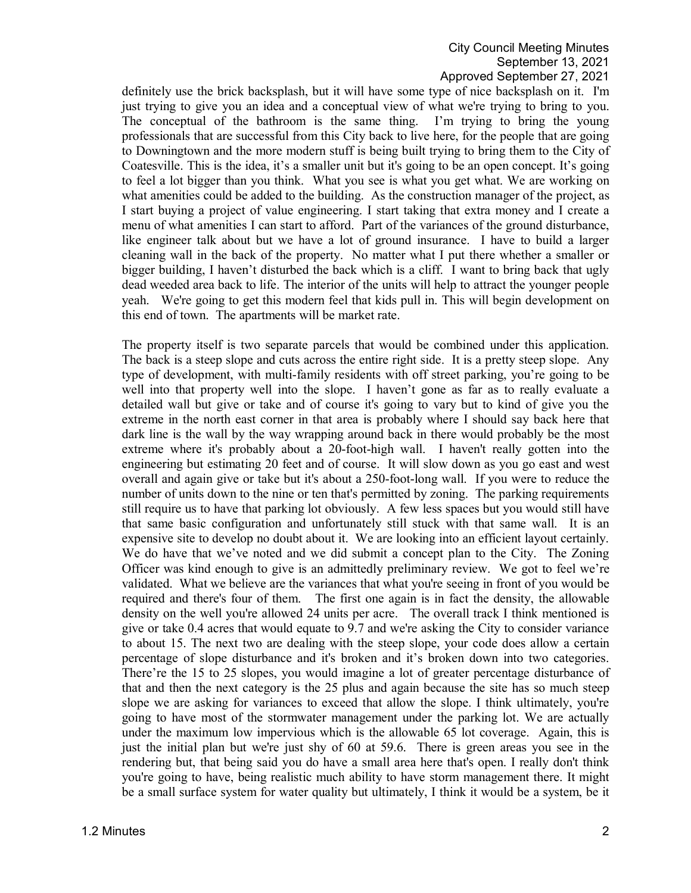definitely use the brick backsplash, but it will have some type of nice backsplash on it. I'm just trying to give you an idea and a conceptual view of what we're trying to bring to you. The conceptual of the bathroom is the same thing. I'm trying to bring the young professionals that are successful from this City back to live here, for the people that are going to Downingtown and the more modern stuff is being built trying to bring them to the City of Coatesville. This is the idea, it's a smaller unit but it's going to be an open concept. It's going to feel a lot bigger than you think. What you see is what you get what. We are working on what amenities could be added to the building. As the construction manager of the project, as I start buying a project of value engineering. I start taking that extra money and I create a menu of what amenities I can start to afford. Part of the variances of the ground disturbance, like engineer talk about but we have a lot of ground insurance. I have to build a larger cleaning wall in the back of the property. No matter what I put there whether a smaller or bigger building, I haven't disturbed the back which is a cliff. I want to bring back that ugly dead weeded area back to life. The interior of the units will help to attract the younger people yeah. We're going to get this modern feel that kids pull in. This will begin development on this end of town. The apartments will be market rate.

The property itself is two separate parcels that would be combined under this application. The back is a steep slope and cuts across the entire right side. It is a pretty steep slope. Any type of development, with multi-family residents with off street parking, you're going to be well into that property well into the slope. I haven't gone as far as to really evaluate a detailed wall but give or take and of course it's going to vary but to kind of give you the extreme in the north east corner in that area is probably where I should say back here that dark line is the wall by the way wrapping around back in there would probably be the most extreme where it's probably about a 20-foot-high wall. I haven't really gotten into the engineering but estimating 20 feet and of course. It will slow down as you go east and west overall and again give or take but it's about a 250-foot-long wall. If you were to reduce the number of units down to the nine or ten that's permitted by zoning. The parking requirements still require us to have that parking lot obviously. A few less spaces but you would still have that same basic configuration and unfortunately still stuck with that same wall. It is an expensive site to develop no doubt about it. We are looking into an efficient layout certainly. We do have that we've noted and we did submit a concept plan to the City. The Zoning Officer was kind enough to give is an admittedly preliminary review. We got to feel we're validated. What we believe are the variances that what you're seeing in front of you would be required and there's four of them. The first one again is in fact the density, the allowable density on the well you're allowed 24 units per acre. The overall track I think mentioned is give or take 0.4 acres that would equate to 9.7 and we're asking the City to consider variance to about 15. The next two are dealing with the steep slope, your code does allow a certain percentage of slope disturbance and it's broken and it's broken down into two categories. There're the 15 to 25 slopes, you would imagine a lot of greater percentage disturbance of that and then the next category is the 25 plus and again because the site has so much steep slope we are asking for variances to exceed that allow the slope. I think ultimately, you're going to have most of the stormwater management under the parking lot. We are actually under the maximum low impervious which is the allowable 65 lot coverage. Again, this is just the initial plan but we're just shy of 60 at 59.6. There is green areas you see in the rendering but, that being said you do have a small area here that's open. I really don't think you're going to have, being realistic much ability to have storm management there. It might be a small surface system for water quality but ultimately, I think it would be a system, be it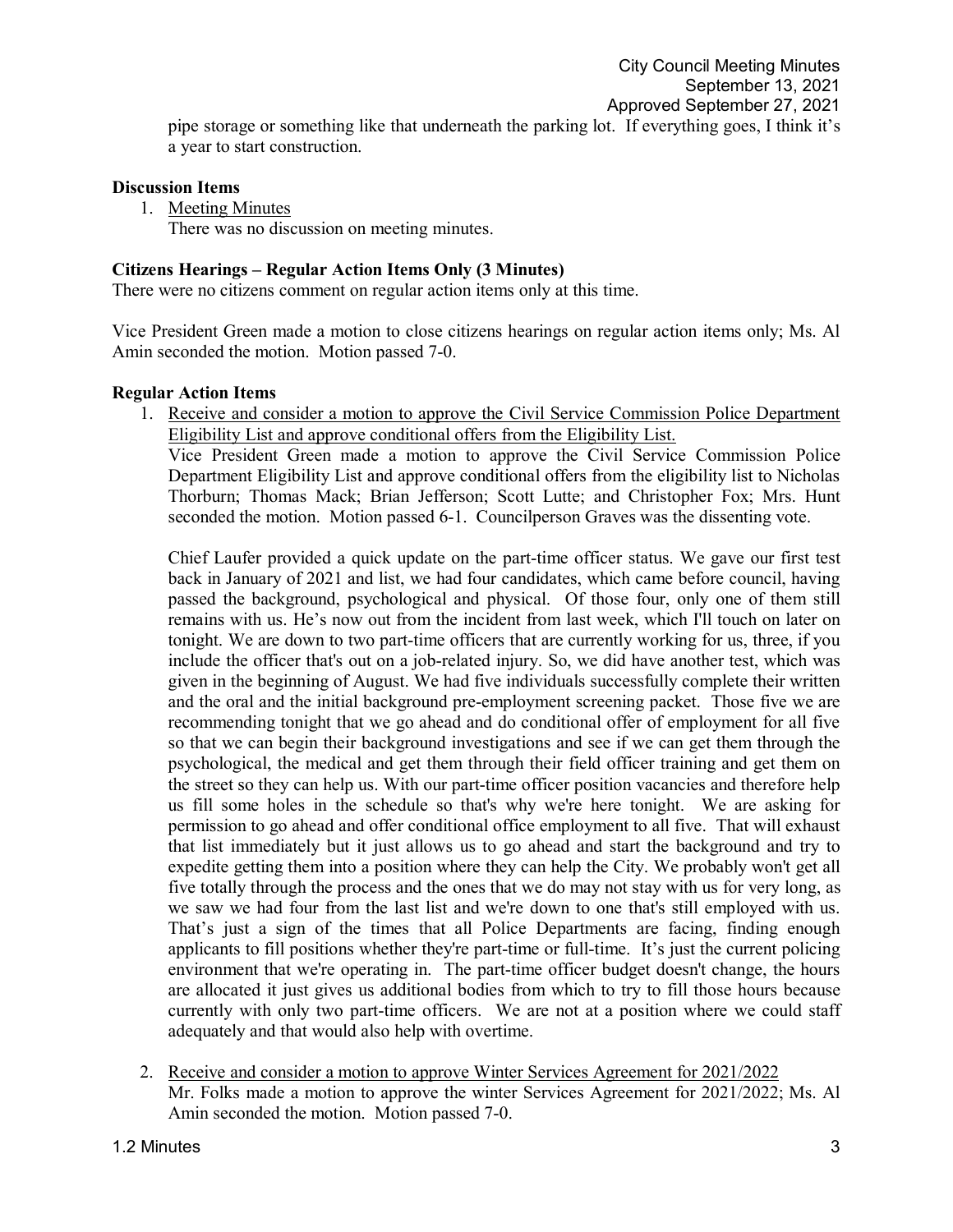pipe storage or something like that underneath the parking lot. If everything goes, I think it's a year to start construction.

**Discussion Items**

1. Meeting Minutes
   There was no discussion on meeting minutes.

**Citizens Hearings – Regular Action Items Only (3 Minutes)**

There were no citizens comment on regular action items only at this time.

Vice President Green made a motion to close citizens hearings on regular action items only; Ms. Al Amin seconded the motion. Motion passed 7-0.

**Regular Action Items**

1. Receive and consider a motion to approve the Civil Service Commission Police Department Eligibility List and approve conditional offers from the Eligibility List.
   Vice President Green made a motion to approve the Civil Service Commission Police Department Eligibility List and approve conditional offers from the eligibility list to Nicholas Thorburn; Thomas Mack; Brian Jefferson; Scott Lutte; and Christopher Fox; Mrs. Hunt seconded the motion. Motion passed 6-1. Councilperson Graves was the dissenting vote.

   Chief Laufer provided a quick update on the part-time officer status. We gave our first test back in January of 2021 and list, we had four candidates, which came before council, having passed the background, psychological and physical. Of those four, only one of them still remains with us. He's now out from the incident from last week, which I'll touch on later on tonight. We are down to two part-time officers that are currently working for us, three, if you include the officer that's out on a job-related injury. So, we did have another test, which was given in the beginning of August. We had five individuals successfully complete their written and the oral and the initial background pre-employment screening packet. Those five we are recommending tonight that we go ahead and do conditional offer of employment for all five so that we can begin their background investigations and see if we can get them through the psychological, the medical and get them through their field officer training and get them on the street so they can help us. With our part-time officer position vacancies and therefore help us fill some holes in the schedule so that's why we're here tonight. We are asking for permission to go ahead and offer conditional office employment to all five. That will exhaust that list immediately but it just allows us to go ahead and start the background and try to expedite getting them into a position where they can help the City. We probably won't get all five totally through the process and the ones that we do may not stay with us for very long, as we saw we had four from the last list and we're down to one that's still employed with us. That's just a sign of the times that all Police Departments are facing, finding enough applicants to fill positions whether they're part-time or full-time. It's just the current policing environment that we're operating in. The part-time officer budget doesn't change, the hours are allocated it just gives us additional bodies from which to try to fill those hours because currently with only two part-time officers. We are not at a position where we could staff adequately and that would also help with overtime.

2. Receive and consider a motion to approve Winter Services Agreement for 2021/2022
   Mr. Folks made a motion to approve the winter Services Agreement for 2021/2022; Ms. Al Amin seconded the motion. Motion passed 7-0.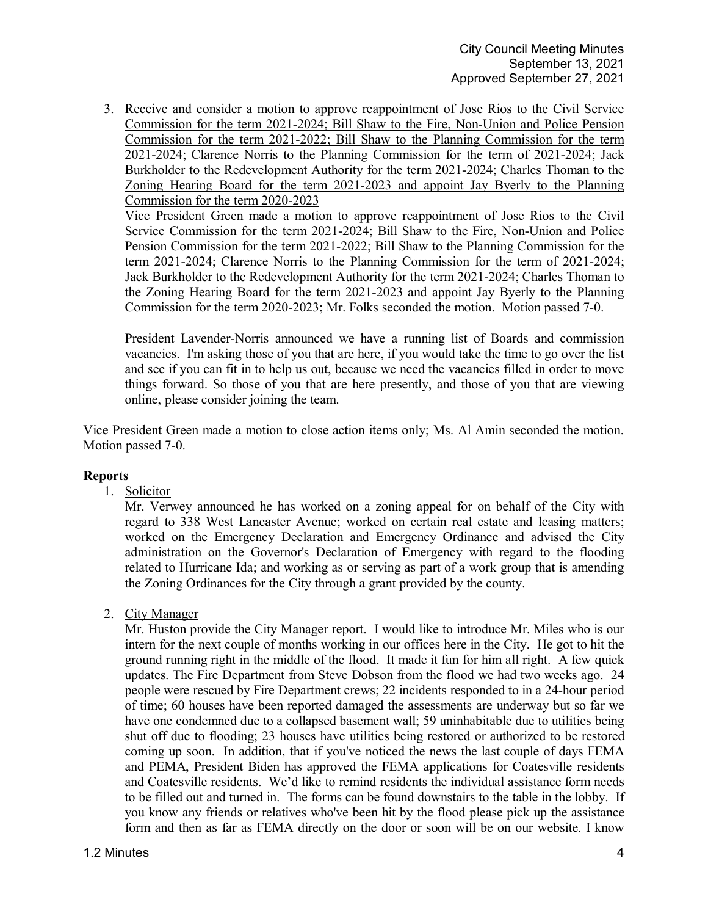3. Receive and consider a motion to approve reappointment of Jose Rios to the Civil Service Commission for the term 2021-2024; Bill Shaw to the Fire, Non-Union and Police Pension Commission for the term 2021-2022; Bill Shaw to the Planning Commission for the term 2021-2024; Clarence Norris to the Planning Commission for the term of 2021-2024; Jack Burkholder to the Redevelopment Authority for the term 2021-2024; Charles Thoman to the Zoning Hearing Board for the term 2021-2023 and appoint Jay Byerly to the Planning Commission for the term 2020-2023

   Vice President Green made a motion to approve reappointment of Jose Rios to the Civil Service Commission for the term 2021-2024; Bill Shaw to the Fire, Non-Union and Police Pension Commission for the term 2021-2022; Bill Shaw to the Planning Commission for the term 2021-2024; Clarence Norris to the Planning Commission for the term of 2021-2024; Jack Burkholder to the Redevelopment Authority for the term 2021-2024; Charles Thoman to the Zoning Hearing Board for the term 2021-2023 and appoint Jay Byerly to the Planning Commission for the term 2020-2023; Mr. Folks seconded the motion. Motion passed 7-0.

   President Lavender-Norris announced we have a running list of Boards and commission vacancies. I'm asking those of you that are here, if you would take the time to go over the list and see if you can fit in to help us out, because we need the vacancies filled in order to move things forward. So those of you that are here presently, and those of you that are viewing online, please consider joining the team.

Vice President Green made a motion to close action items only; Ms. Al Amin seconded the motion. Motion passed 7-0.

**Reports**

1. Solicitor

   Mr. Verwey announced he has worked on a zoning appeal for on behalf of the City with regard to 338 West Lancaster Avenue; worked on certain real estate and leasing matters; worked on the Emergency Declaration and Emergency Ordinance and advised the City administration on the Governor's Declaration of Emergency with regard to the flooding related to Hurricane Ida; and working as or serving as part of a work group that is amending the Zoning Ordinances for the City through a grant provided by the county.

2. City Manager

   Mr. Huston provide the City Manager report. I would like to introduce Mr. Miles who is our intern for the next couple of months working in our offices here in the City. He got to hit the ground running right in the middle of the flood. It made it fun for him all right. A few quick updates. The Fire Department from Steve Dobson from the flood we had two weeks ago. 24 people were rescued by Fire Department crews; 22 incidents responded to in a 24-hour period of time; 60 houses have been reported damaged the assessments are underway but so far we have one condemned due to a collapsed basement wall; 59 uninhabitable due to utilities being shut off due to flooding; 23 houses have utilities being restored or authorized to be restored coming up soon. In addition, that if you've noticed the news the last couple of days FEMA and PEMA, President Biden has approved the FEMA applications for Coatesville residents and Coatesville residents. We'd like to remind residents the individual assistance form needs to be filled out and turned in. The forms can be found downstairs to the table in the lobby. If you know any friends or relatives who've been hit by the flood please pick up the assistance form and then as far as FEMA directly on the door or soon will be on our website. I know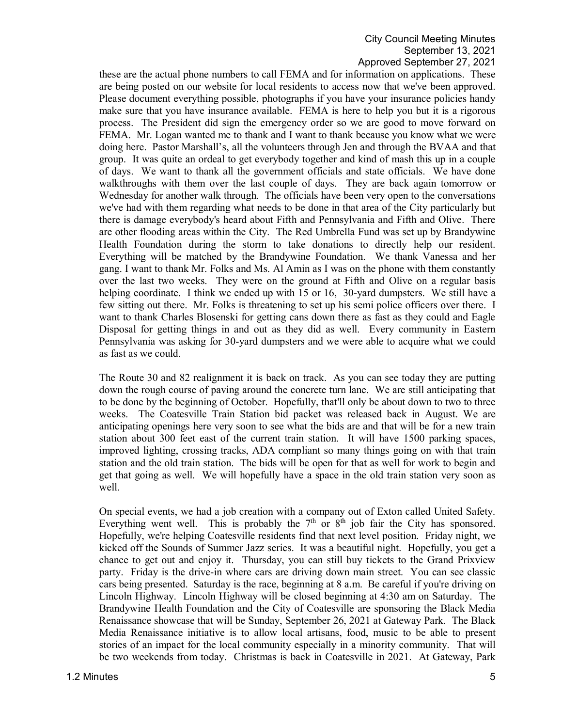these are the actual phone numbers to call FEMA and for information on applications. These are being posted on our website for local residents to access now that we've been approved. Please document everything possible, photographs if you have your insurance policies handy make sure that you have insurance available. FEMA is here to help you but it is a rigorous process. The President did sign the emergency order so we are good to move forward on FEMA. Mr. Logan wanted me to thank and I want to thank because you know what we were doing here. Pastor Marshall's, all the volunteers through Jen and through the BVAA and that group. It was quite an ordeal to get everybody together and kind of mash this up in a couple of days. We want to thank all the government officials and state officials. We have done walkthroughs with them over the last couple of days. They are back again tomorrow or Wednesday for another walk through. The officials have been very open to the conversations we've had with them regarding what needs to be done in that area of the City particularly but there is damage everybody's heard about Fifth and Pennsylvania and Fifth and Olive. There are other flooding areas within the City. The Red Umbrella Fund was set up by Brandywine Health Foundation during the storm to take donations to directly help our resident. Everything will be matched by the Brandywine Foundation. We thank Vanessa and her gang. I want to thank Mr. Folks and Ms. Al Amin as I was on the phone with them constantly over the last two weeks. They were on the ground at Fifth and Olive on a regular basis helping coordinate. I think we ended up with 15 or 16, 30-yard dumpsters. We still have a few sitting out there. Mr. Folks is threatening to set up his semi police officers over there. I want to thank Charles Blosenski for getting cans down there as fast as they could and Eagle Disposal for getting things in and out as they did as well. Every community in Eastern Pennsylvania was asking for 30-yard dumpsters and we were able to acquire what we could as fast as we could.

The Route 30 and 82 realignment it is back on track. As you can see today they are putting down the rough course of paving around the concrete turn lane. We are still anticipating that to be done by the beginning of October. Hopefully, that'll only be about down to two to three weeks. The Coatesville Train Station bid packet was released back in August. We are anticipating openings here very soon to see what the bids are and that will be for a new train station about 300 feet east of the current train station. It will have 1500 parking spaces, improved lighting, crossing tracks, ADA compliant so many things going on with that train station and the old train station. The bids will be open for that as well for work to begin and get that going as well. We will hopefully have a space in the old train station very soon as well.

On special events, we had a job creation with a company out of Exton called United Safety. Everything went well. This is probably the 7th or 8th job fair the City has sponsored. Hopefully, we're helping Coatesville residents find that next level position. Friday night, we kicked off the Sounds of Summer Jazz series. It was a beautiful night. Hopefully, you get a chance to get out and enjoy it. Thursday, you can still buy tickets to the Grand Prixview party. Friday is the drive-in where cars are driving down main street. You can see classic cars being presented. Saturday is the race, beginning at 8 a.m. Be careful if you're driving on Lincoln Highway. Lincoln Highway will be closed beginning at 4:30 am on Saturday. The Brandywine Health Foundation and the City of Coatesville are sponsoring the Black Media Renaissance showcase that will be Sunday, September 26, 2021 at Gateway Park. The Black Media Renaissance initiative is to allow local artisans, food, music to be able to present stories of an impact for the local community especially in a minority community. That will be two weekends from today. Christmas is back in Coatesville in 2021. At Gateway, Park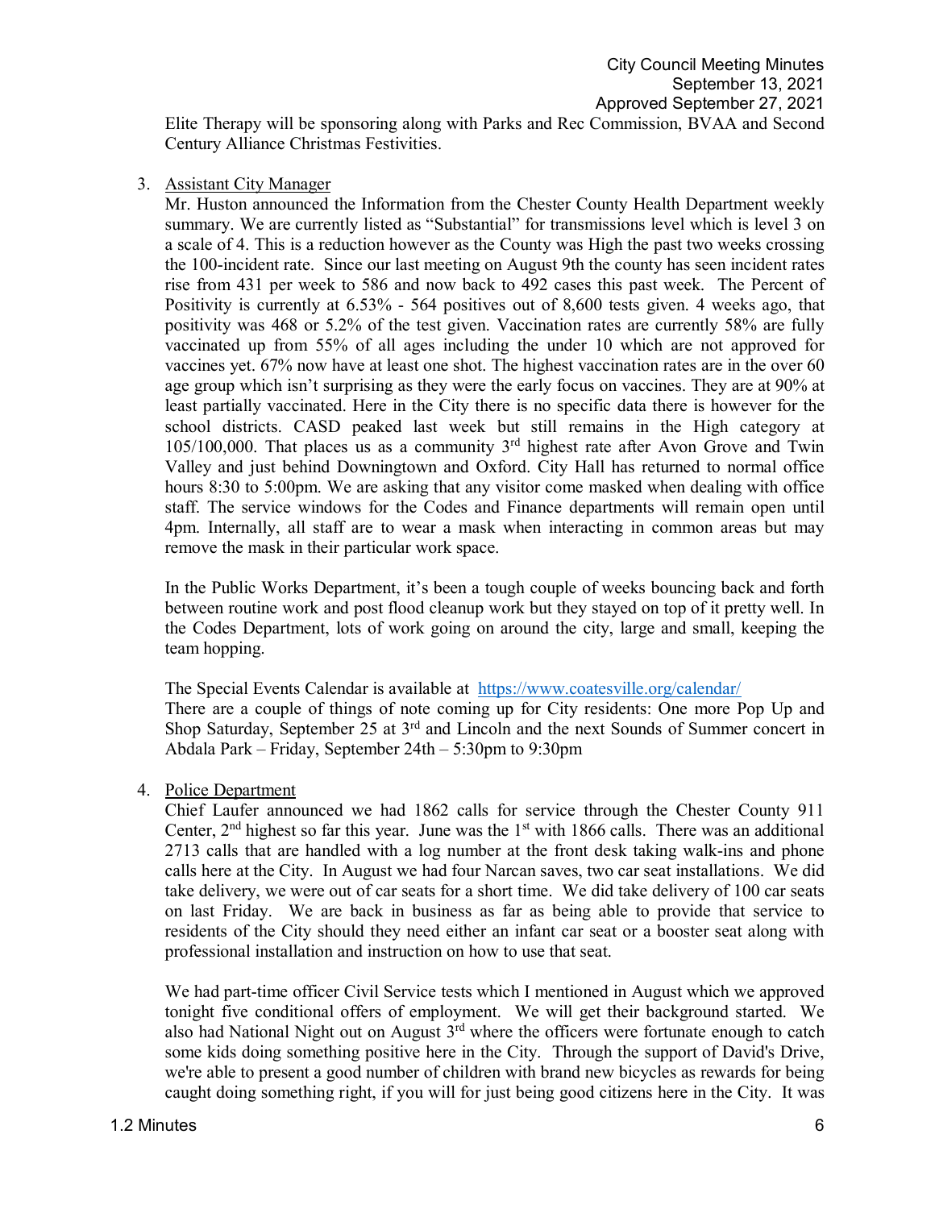Elite Therapy will be sponsoring along with Parks and Rec Commission, BVAA and Second Century Alliance Christmas Festivities.

3. Assistant City Manager

   Mr. Huston announced the Information from the Chester County Health Department weekly summary. We are currently listed as "Substantial" for transmissions level which is level 3 on a scale of 4. This is a reduction however as the County was High the past two weeks crossing the 100-incident rate. Since our last meeting on August 9th the county has seen incident rates rise from 431 per week to 586 and now back to 492 cases this past week. The Percent of Positivity is currently at 6.53% - 564 positives out of 8,600 tests given. 4 weeks ago, that positivity was 468 or 5.2% of the test given. Vaccination rates are currently 58% are fully vaccinated up from 55% of all ages including the under 10 which are not approved for vaccines yet. 67% now have at least one shot. The highest vaccination rates are in the over 60 age group which isn't surprising as they were the early focus on vaccines. They are at 90% at least partially vaccinated. Here in the City there is no specific data there is however for the school districts. CASD peaked last week but still remains in the High category at 105/100,000. That places us as a community 3rd highest rate after Avon Grove and Twin Valley and just behind Downingtown and Oxford. City Hall has returned to normal office hours 8:30 to 5:00pm. We are asking that any visitor come masked when dealing with office staff. The service windows for the Codes and Finance departments will remain open until 4pm. Internally, all staff are to wear a mask when interacting in common areas but may remove the mask in their particular work space.

   In the Public Works Department, it's been a tough couple of weeks bouncing back and forth between routine work and post flood cleanup work but they stayed on top of it pretty well. In the Codes Department, lots of work going on around the city, large and small, keeping the team hopping.

   The Special Events Calendar is available at https://www.coatesville.org/calendar/
   There are a couple of things of note coming up for City residents: One more Pop Up and Shop Saturday, September 25 at 3rd and Lincoln and the next Sounds of Summer concert in Abdala Park – Friday, September 24th – 5:30pm to 9:30pm

4. Police Department

   Chief Laufer announced we had 1862 calls for service through the Chester County 911 Center, 2nd highest so far this year. June was the 1st with 1866 calls. There was an additional 2713 calls that are handled with a log number at the front desk taking walk-ins and phone calls here at the City. In August we had four Narcan saves, two car seat installations. We did take delivery, we were out of car seats for a short time. We did take delivery of 100 car seats on last Friday. We are back in business as far as being able to provide that service to residents of the City should they need either an infant car seat or a booster seat along with professional installation and instruction on how to use that seat.

   We had part-time officer Civil Service tests which I mentioned in August which we approved tonight five conditional offers of employment. We will get their background started. We also had National Night out on August 3rd where the officers were fortunate enough to catch some kids doing something positive here in the City. Through the support of David's Drive, we're able to present a good number of children with brand new bicycles as rewards for being caught doing something right, if you will for just being good citizens here in the City. It was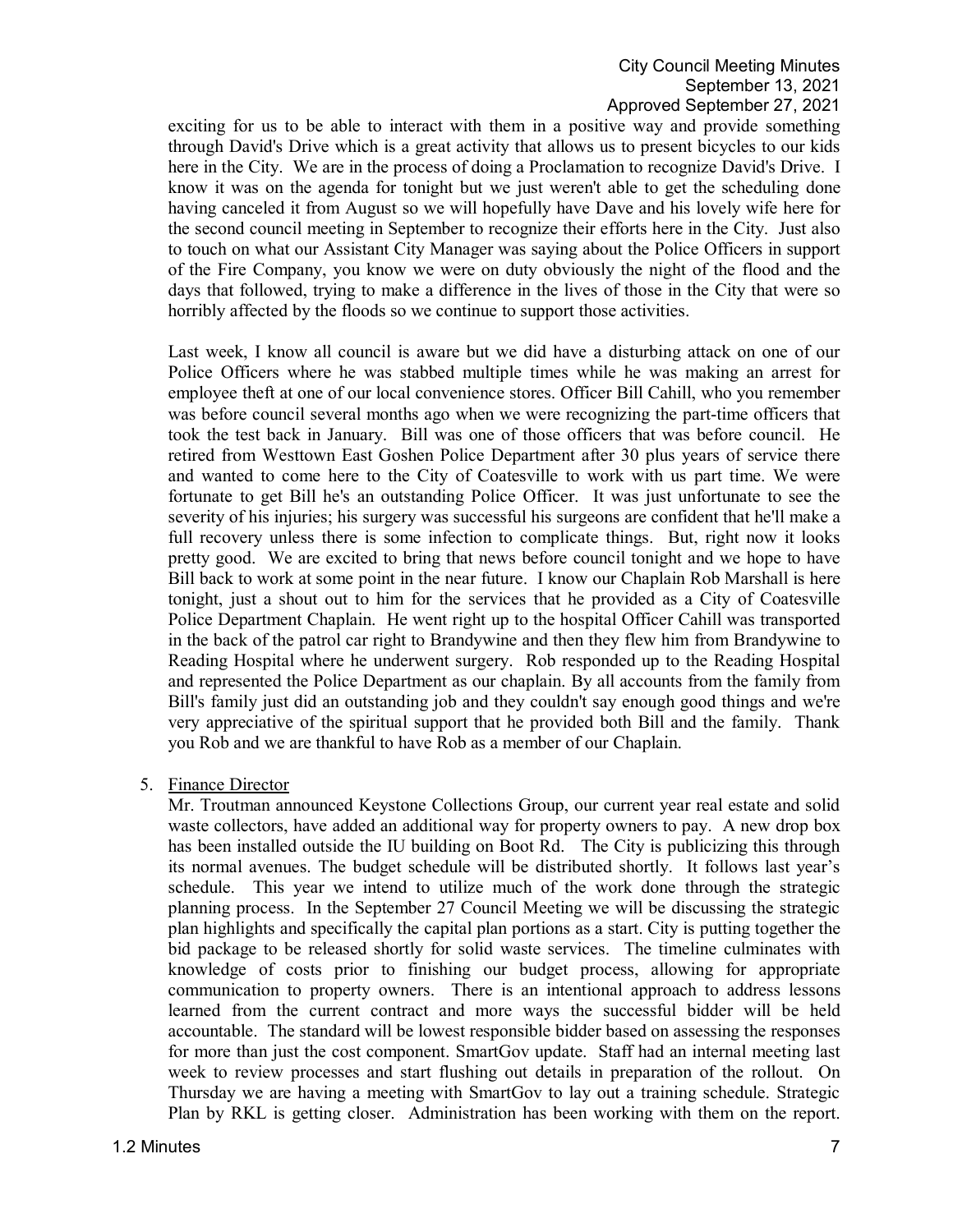exciting for us to be able to interact with them in a positive way and provide something through David's Drive which is a great activity that allows us to present bicycles to our kids here in the City. We are in the process of doing a Proclamation to recognize David's Drive. I know it was on the agenda for tonight but we just weren't able to get the scheduling done having canceled it from August so we will hopefully have Dave and his lovely wife here for the second council meeting in September to recognize their efforts here in the City. Just also to touch on what our Assistant City Manager was saying about the Police Officers in support of the Fire Company, you know we were on duty obviously the night of the flood and the days that followed, trying to make a difference in the lives of those in the City that were so horribly affected by the floods so we continue to support those activities.

Last week, I know all council is aware but we did have a disturbing attack on one of our Police Officers where he was stabbed multiple times while he was making an arrest for employee theft at one of our local convenience stores. Officer Bill Cahill, who you remember was before council several months ago when we were recognizing the part-time officers that took the test back in January. Bill was one of those officers that was before council. He retired from Westtown East Goshen Police Department after 30 plus years of service there and wanted to come here to the City of Coatesville to work with us part time. We were fortunate to get Bill he's an outstanding Police Officer. It was just unfortunate to see the severity of his injuries; his surgery was successful his surgeons are confident that he'll make a full recovery unless there is some infection to complicate things. But, right now it looks pretty good. We are excited to bring that news before council tonight and we hope to have Bill back to work at some point in the near future. I know our Chaplain Rob Marshall is here tonight, just a shout out to him for the services that he provided as a City of Coatesville Police Department Chaplain. He went right up to the hospital Officer Cahill was transported in the back of the patrol car right to Brandywine and then they flew him from Brandywine to Reading Hospital where he underwent surgery. Rob responded up to the Reading Hospital and represented the Police Department as our chaplain. By all accounts from the family from Bill's family just did an outstanding job and they couldn't say enough good things and we're very appreciative of the spiritual support that he provided both Bill and the family. Thank you Rob and we are thankful to have Rob as a member of our Chaplain.

5. Finance Director

   Mr. Troutman announced Keystone Collections Group, our current year real estate and solid waste collectors, have added an additional way for property owners to pay. A new drop box has been installed outside the IU building on Boot Rd. The City is publicizing this through its normal avenues. The budget schedule will be distributed shortly. It follows last year's schedule. This year we intend to utilize much of the work done through the strategic planning process. In the September 27 Council Meeting we will be discussing the strategic plan highlights and specifically the capital plan portions as a start. City is putting together the bid package to be released shortly for solid waste services. The timeline culminates with knowledge of costs prior to finishing our budget process, allowing for appropriate communication to property owners. There is an intentional approach to address lessons learned from the current contract and more ways the successful bidder will be held accountable. The standard will be lowest responsible bidder based on assessing the responses for more than just the cost component. SmartGov update. Staff had an internal meeting last week to review processes and start flushing out details in preparation of the rollout. On Thursday we are having a meeting with SmartGov to lay out a training schedule. Strategic Plan by RKL is getting closer. Administration has been working with them on the report.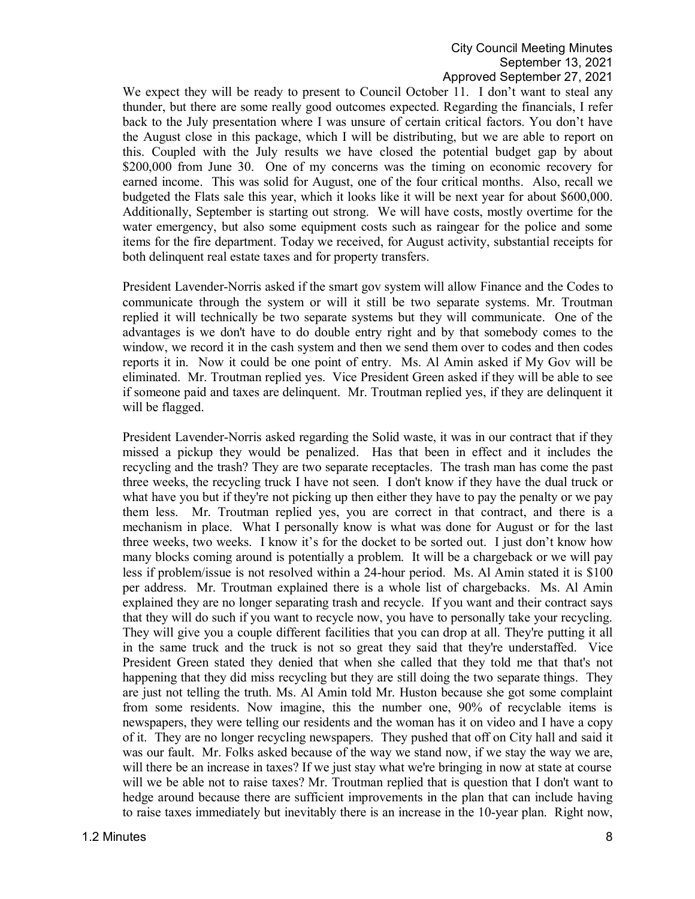We expect they will be ready to present to Council October 11. I don't want to steal any thunder, but there are some really good outcomes expected. Regarding the financials, I refer back to the July presentation where I was unsure of certain critical factors. You don't have the August close in this package, which I will be distributing, but we are able to report on this. Coupled with the July results we have closed the potential budget gap by about $200,000 from June 30. One of my concerns was the timing on economic recovery for earned income. This was solid for August, one of the four critical months. Also, recall we budgeted the Flats sale this year, which it looks like it will be next year for about $600,000. Additionally, September is starting out strong. We will have costs, mostly overtime for the water emergency, but also some equipment costs such as raingear for the police and some items for the fire department. Today we received, for August activity, substantial receipts for both delinquent real estate taxes and for property transfers.

President Lavender-Norris asked if the smart gov system will allow Finance and the Codes to communicate through the system or will it still be two separate systems. Mr. Troutman replied it will technically be two separate systems but they will communicate. One of the advantages is we don't have to do double entry right and by that somebody comes to the window, we record it in the cash system and then we send them over to codes and then codes reports it in. Now it could be one point of entry. Ms. Al Amin asked if My Gov will be eliminated. Mr. Troutman replied yes. Vice President Green asked if they will be able to see if someone paid and taxes are delinquent. Mr. Troutman replied yes, if they are delinquent it will be flagged.

President Lavender-Norris asked regarding the Solid waste, it was in our contract that if they missed a pickup they would be penalized. Has that been in effect and it includes the recycling and the trash? They are two separate receptacles. The trash man has come the past three weeks, the recycling truck I have not seen. I don't know if they have the dual truck or what have you but if they're not picking up then either they have to pay the penalty or we pay them less. Mr. Troutman replied yes, you are correct in that contract, and there is a mechanism in place. What I personally know is what was done for August or for the last three weeks, two weeks. I know it's for the docket to be sorted out. I just don't know how many blocks coming around is potentially a problem. It will be a chargeback or we will pay less if problem/issue is not resolved within a 24-hour period. Ms. Al Amin stated it is $100 per address. Mr. Troutman explained there is a whole list of chargebacks. Ms. Al Amin explained they are no longer separating trash and recycle. If you want and their contract says that they will do such if you want to recycle now, you have to personally take your recycling. They will give you a couple different facilities that you can drop at all. They're putting it all in the same truck and the truck is not so great they said that they're understaffed. Vice President Green stated they denied that when she called that they told me that that's not happening that they did miss recycling but they are still doing the two separate things. They are just not telling the truth. Ms. Al Amin told Mr. Huston because she got some complaint from some residents. Now imagine, this the number one, 90% of recyclable items is newspapers, they were telling our residents and the woman has it on video and I have a copy of it. They are no longer recycling newspapers. They pushed that off on City hall and said it was our fault. Mr. Folks asked because of the way we stand now, if we stay the way we are, will there be an increase in taxes? If we just stay what we're bringing in now at state at course will we be able not to raise taxes? Mr. Troutman replied that is question that I don't want to hedge around because there are sufficient improvements in the plan that can include having to raise taxes immediately but inevitably there is an increase in the 10-year plan. Right now,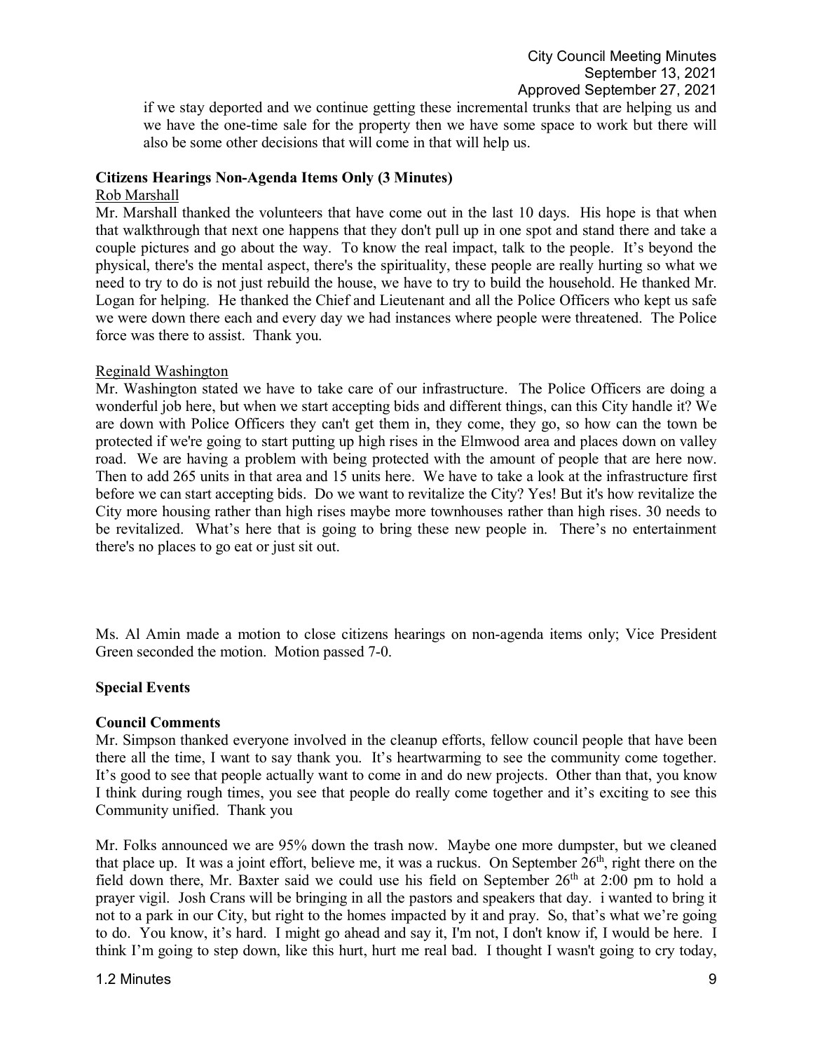if we stay deported and we continue getting these incremental trunks that are helping us and we have the one-time sale for the property then we have some space to work but there will also be some other decisions that will come in that will help us.

**Citizens Hearings Non-Agenda Items Only (3 Minutes)**

Rob Marshall

Mr. Marshall thanked the volunteers that have come out in the last 10 days. His hope is that when that walkthrough that next one happens that they don't pull up in one spot and stand there and take a couple pictures and go about the way. To know the real impact, talk to the people. It's beyond the physical, there's the mental aspect, there's the spirituality, these people are really hurting so what we need to try to do is not just rebuild the house, we have to try to build the household. He thanked Mr. Logan for helping. He thanked the Chief and Lieutenant and all the Police Officers who kept us safe we were down there each and every day we had instances where people were threatened. The Police force was there to assist. Thank you.

Reginald Washington

Mr. Washington stated we have to take care of our infrastructure. The Police Officers are doing a wonderful job here, but when we start accepting bids and different things, can this City handle it? We are down with Police Officers they can't get them in, they come, they go, so how can the town be protected if we're going to start putting up high rises in the Elmwood area and places down on valley road. We are having a problem with being protected with the amount of people that are here now. Then to add 265 units in that area and 15 units here. We have to take a look at the infrastructure first before we can start accepting bids. Do we want to revitalize the City? Yes! But it's how revitalize the City more housing rather than high rises maybe more townhouses rather than high rises. 30 needs to be revitalized. What's here that is going to bring these new people in. There's no entertainment there's no places to go eat or just sit out.

Ms. Al Amin made a motion to close citizens hearings on non-agenda items only; Vice President Green seconded the motion. Motion passed 7-0.

**Special Events**

**Council Comments**

Mr. Simpson thanked everyone involved in the cleanup efforts, fellow council people that have been there all the time, I want to say thank you. It's heartwarming to see the community come together. It's good to see that people actually want to come in and do new projects. Other than that, you know I think during rough times, you see that people do really come together and it's exciting to see this Community unified. Thank you

Mr. Folks announced we are 95% down the trash now. Maybe one more dumpster, but we cleaned that place up. It was a joint effort, believe me, it was a ruckus. On September 26th, right there on the field down there, Mr. Baxter said we could use his field on September 26th at 2:00 pm to hold a prayer vigil. Josh Crans will be bringing in all the pastors and speakers that day. i wanted to bring it not to a park in our City, but right to the homes impacted by it and pray. So, that's what we're going to do. You know, it's hard. I might go ahead and say it, I'm not, I don't know if, I would be here. I think I'm going to step down, like this hurt, hurt me real bad. I thought I wasn't going to cry today,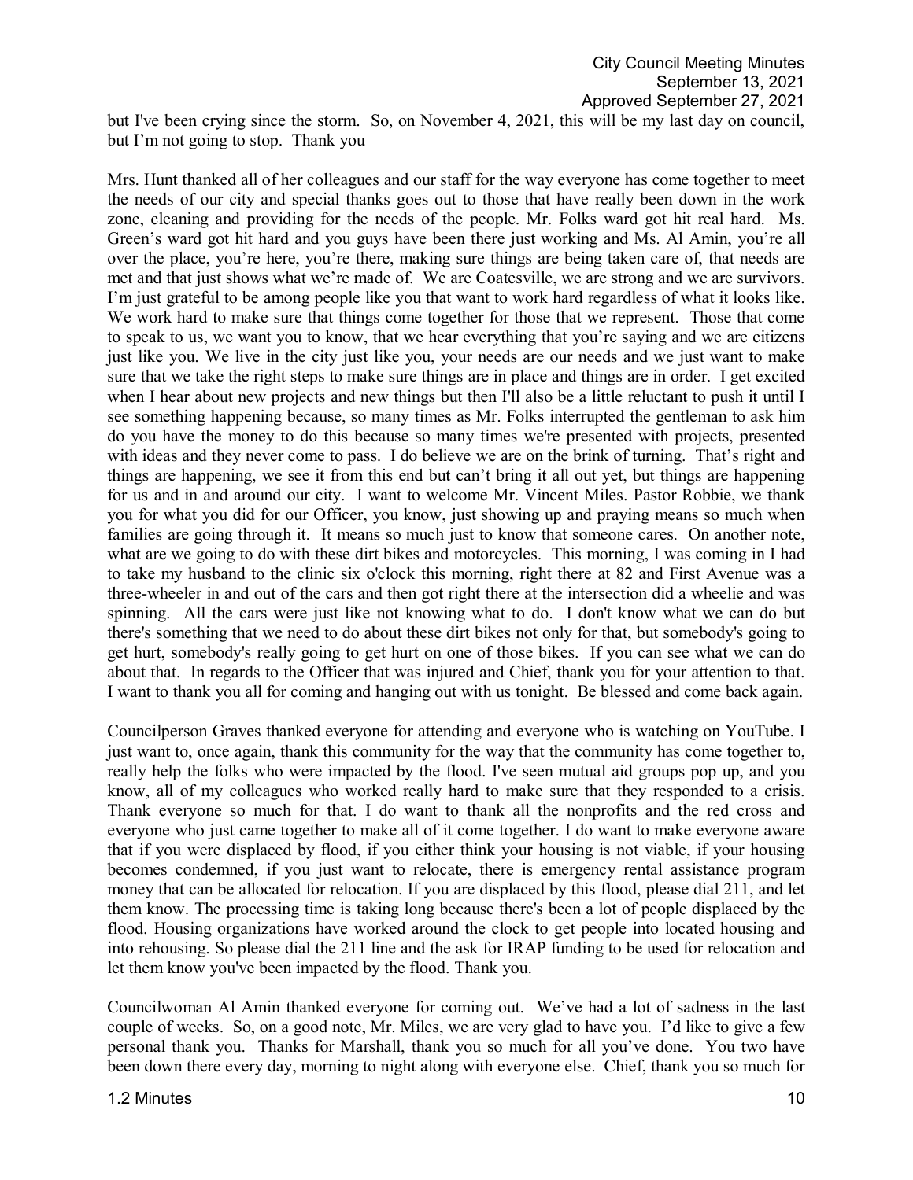but I've been crying since the storm. So, on November 4, 2021, this will be my last day on council, but I'm not going to stop. Thank you

Mrs. Hunt thanked all of her colleagues and our staff for the way everyone has come together to meet the needs of our city and special thanks goes out to those that have really been down in the work zone, cleaning and providing for the needs of the people. Mr. Folks ward got hit real hard. Ms. Green's ward got hit hard and you guys have been there just working and Ms. Al Amin, you're all over the place, you're here, you're there, making sure things are being taken care of, that needs are met and that just shows what we're made of. We are Coatesville, we are strong and we are survivors. I'm just grateful to be among people like you that want to work hard regardless of what it looks like. We work hard to make sure that things come together for those that we represent. Those that come to speak to us, we want you to know, that we hear everything that you're saying and we are citizens just like you. We live in the city just like you, your needs are our needs and we just want to make sure that we take the right steps to make sure things are in place and things are in order. I get excited when I hear about new projects and new things but then I'll also be a little reluctant to push it until I see something happening because, so many times as Mr. Folks interrupted the gentleman to ask him do you have the money to do this because so many times we're presented with projects, presented with ideas and they never come to pass. I do believe we are on the brink of turning. That's right and things are happening, we see it from this end but can't bring it all out yet, but things are happening for us and in and around our city. I want to welcome Mr. Vincent Miles. Pastor Robbie, we thank you for what you did for our Officer, you know, just showing up and praying means so much when families are going through it. It means so much just to know that someone cares. On another note, what are we going to do with these dirt bikes and motorcycles. This morning, I was coming in I had to take my husband to the clinic six o'clock this morning, right there at 82 and First Avenue was a three-wheeler in and out of the cars and then got right there at the intersection did a wheelie and was spinning. All the cars were just like not knowing what to do. I don't know what we can do but there's something that we need to do about these dirt bikes not only for that, but somebody's going to get hurt, somebody's really going to get hurt on one of those bikes. If you can see what we can do about that. In regards to the Officer that was injured and Chief, thank you for your attention to that. I want to thank you all for coming and hanging out with us tonight. Be blessed and come back again.

Councilperson Graves thanked everyone for attending and everyone who is watching on YouTube. I just want to, once again, thank this community for the way that the community has come together to, really help the folks who were impacted by the flood. I've seen mutual aid groups pop up, and you know, all of my colleagues who worked really hard to make sure that they responded to a crisis. Thank everyone so much for that. I do want to thank all the nonprofits and the red cross and everyone who just came together to make all of it come together. I do want to make everyone aware that if you were displaced by flood, if you either think your housing is not viable, if your housing becomes condemned, if you just want to relocate, there is emergency rental assistance program money that can be allocated for relocation. If you are displaced by this flood, please dial 211, and let them know. The processing time is taking long because there's been a lot of people displaced by the flood. Housing organizations have worked around the clock to get people into located housing and into rehousing. So please dial the 211 line and the ask for IRAP funding to be used for relocation and let them know you've been impacted by the flood. Thank you.

Councilwoman Al Amin thanked everyone for coming out. We've had a lot of sadness in the last couple of weeks. So, on a good note, Mr. Miles, we are very glad to have you. I'd like to give a few personal thank you. Thanks for Marshall, thank you so much for all you've done. You two have been down there every day, morning to night along with everyone else. Chief, thank you so much for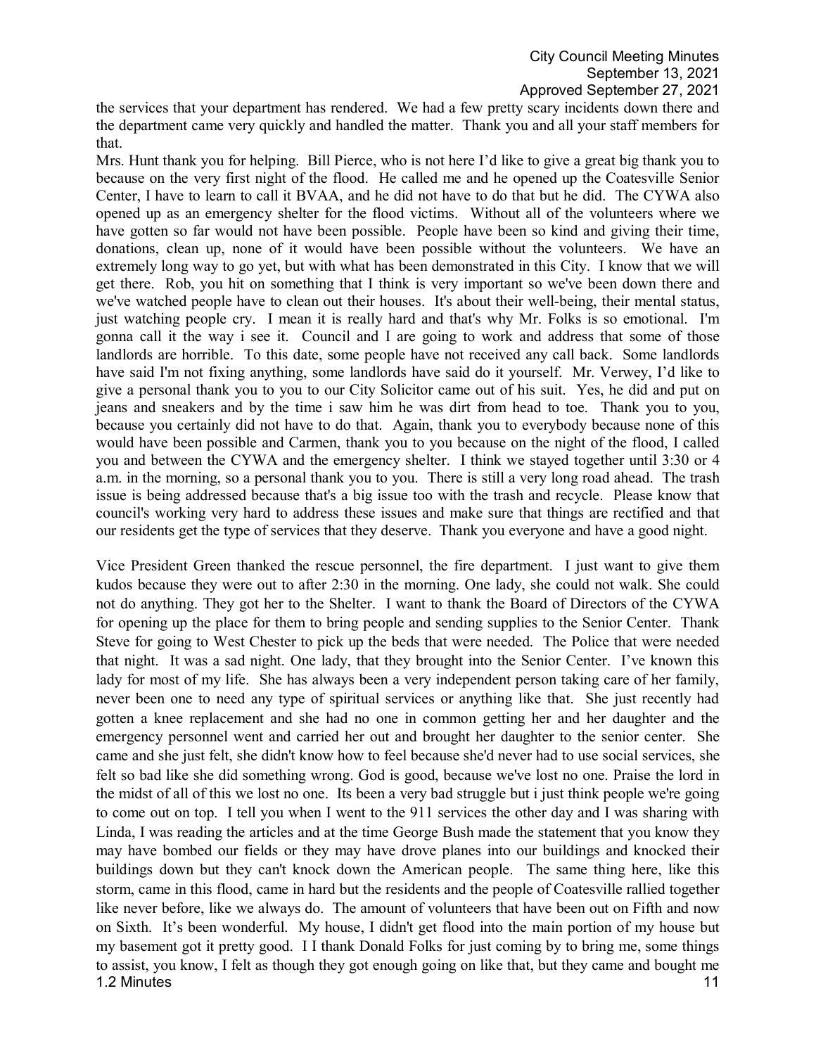the services that your department has rendered. We had a few pretty scary incidents down there and the department came very quickly and handled the matter. Thank you and all your staff members for that.

Mrs. Hunt thank you for helping. Bill Pierce, who is not here I'd like to give a great big thank you to because on the very first night of the flood. He called me and he opened up the Coatesville Senior Center, I have to learn to call it BVAA, and he did not have to do that but he did. The CYWA also opened up as an emergency shelter for the flood victims. Without all of the volunteers where we have gotten so far would not have been possible. People have been so kind and giving their time, donations, clean up, none of it would have been possible without the volunteers. We have an extremely long way to go yet, but with what has been demonstrated in this City. I know that we will get there. Rob, you hit on something that I think is very important so we've been down there and we've watched people have to clean out their houses. It's about their well-being, their mental status, just watching people cry. I mean it is really hard and that's why Mr. Folks is so emotional. I'm gonna call it the way i see it. Council and I are going to work and address that some of those landlords are horrible. To this date, some people have not received any call back. Some landlords have said I'm not fixing anything, some landlords have said do it yourself. Mr. Verwey, I'd like to give a personal thank you to you to our City Solicitor came out of his suit. Yes, he did and put on jeans and sneakers and by the time i saw him he was dirt from head to toe. Thank you to you, because you certainly did not have to do that. Again, thank you to everybody because none of this would have been possible and Carmen, thank you to you because on the night of the flood, I called you and between the CYWA and the emergency shelter. I think we stayed together until 3:30 or 4 a.m. in the morning, so a personal thank you to you. There is still a very long road ahead. The trash issue is being addressed because that's a big issue too with the trash and recycle. Please know that council's working very hard to address these issues and make sure that things are rectified and that our residents get the type of services that they deserve. Thank you everyone and have a good night.

Vice President Green thanked the rescue personnel, the fire department. I just want to give them kudos because they were out to after 2:30 in the morning. One lady, she could not walk. She could not do anything. They got her to the Shelter. I want to thank the Board of Directors of the CYWA for opening up the place for them to bring people and sending supplies to the Senior Center. Thank Steve for going to West Chester to pick up the beds that were needed. The Police that were needed that night. It was a sad night. One lady, that they brought into the Senior Center. I've known this lady for most of my life. She has always been a very independent person taking care of her family, never been one to need any type of spiritual services or anything like that. She just recently had gotten a knee replacement and she had no one in common getting her and her daughter and the emergency personnel went and carried her out and brought her daughter to the senior center. She came and she just felt, she didn't know how to feel because she'd never had to use social services, she felt so bad like she did something wrong. God is good, because we've lost no one. Praise the lord in the midst of all of this we lost no one. Its been a very bad struggle but i just think people we're going to come out on top. I tell you when I went to the 911 services the other day and I was sharing with Linda, I was reading the articles and at the time George Bush made the statement that you know they may have bombed our fields or they may have drove planes into our buildings and knocked their buildings down but they can't knock down the American people. The same thing here, like this storm, came in this flood, came in hard but the residents and the people of Coatesville rallied together like never before, like we always do. The amount of volunteers that have been out on Fifth and now on Sixth. It's been wonderful. My house, I didn't get flood into the main portion of my house but my basement got it pretty good. I I thank Donald Folks for just coming by to bring me, some things to assist, you know, I felt as though they got enough going on like that, but they came and bought me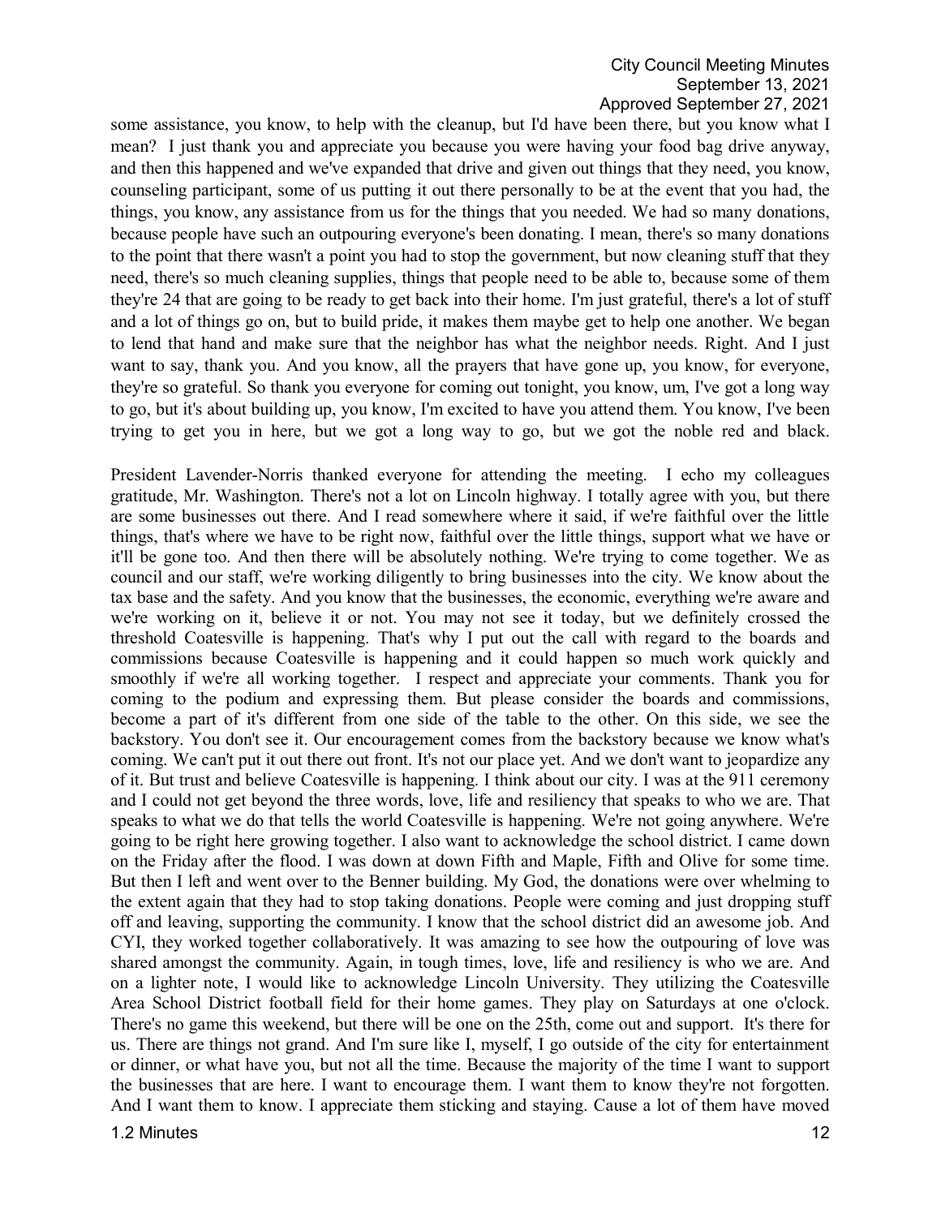some assistance, you know, to help with the cleanup, but I'd have been there, but you know what I mean? I just thank you and appreciate you because you were having your food bag drive anyway, and then this happened and we've expanded that drive and given out things that they need, you know, counseling participant, some of us putting it out there personally to be at the event that you had, the things, you know, any assistance from us for the things that you needed. We had so many donations, because people have such an outpouring everyone's been donating. I mean, there's so many donations to the point that there wasn't a point you had to stop the government, but now cleaning stuff that they need, there's so much cleaning supplies, things that people need to be able to, because some of them they're 24 that are going to be ready to get back into their home. I'm just grateful, there's a lot of stuff and a lot of things go on, but to build pride, it makes them maybe get to help one another. We began to lend that hand and make sure that the neighbor has what the neighbor needs. Right. And I just want to say, thank you. And you know, all the prayers that have gone up, you know, for everyone, they're so grateful. So thank you everyone for coming out tonight, you know, um, I've got a long way to go, but it's about building up, you know, I'm excited to have you attend them. You know, I've been trying to get you in here, but we got a long way to go, but we got the noble red and black.

President Lavender-Norris thanked everyone for attending the meeting. I echo my colleagues gratitude, Mr. Washington. There's not a lot on Lincoln highway. I totally agree with you, but there are some businesses out there. And I read somewhere where it said, if we're faithful over the little things, that's where we have to be right now, faithful over the little things, support what we have or it'll be gone too. And then there will be absolutely nothing. We're trying to come together. We as council and our staff, we're working diligently to bring businesses into the city. We know about the tax base and the safety. And you know that the businesses, the economic, everything we're aware and we're working on it, believe it or not. You may not see it today, but we definitely crossed the threshold Coatesville is happening. That's why I put out the call with regard to the boards and commissions because Coatesville is happening and it could happen so much work quickly and smoothly if we're all working together. I respect and appreciate your comments. Thank you for coming to the podium and expressing them. But please consider the boards and commissions, become a part of it's different from one side of the table to the other. On this side, we see the backstory. You don't see it. Our encouragement comes from the backstory because we know what's coming. We can't put it out there out front. It's not our place yet. And we don't want to jeopardize any of it. But trust and believe Coatesville is happening. I think about our city. I was at the 911 ceremony and I could not get beyond the three words, love, life and resiliency that speaks to who we are. That speaks to what we do that tells the world Coatesville is happening. We're not going anywhere. We're going to be right here growing together. I also want to acknowledge the school district. I came down on the Friday after the flood. I was down at down Fifth and Maple, Fifth and Olive for some time. But then I left and went over to the Benner building. My God, the donations were over whelming to the extent again that they had to stop taking donations. People were coming and just dropping stuff off and leaving, supporting the community. I know that the school district did an awesome job. And CYI, they worked together collaboratively. It was amazing to see how the outpouring of love was shared amongst the community. Again, in tough times, love, life and resiliency is who we are. And on a lighter note, I would like to acknowledge Lincoln University. They utilizing the Coatesville Area School District football field for their home games. They play on Saturdays at one o'clock. There's no game this weekend, but there will be one on the 25th, come out and support. It's there for us. There are things not grand. And I'm sure like I, myself, I go outside of the city for entertainment or dinner, or what have you, but not all the time. Because the majority of the time I want to support the businesses that are here. I want to encourage them. I want them to know they're not forgotten. And I want them to know. I appreciate them sticking and staying. Cause a lot of them have moved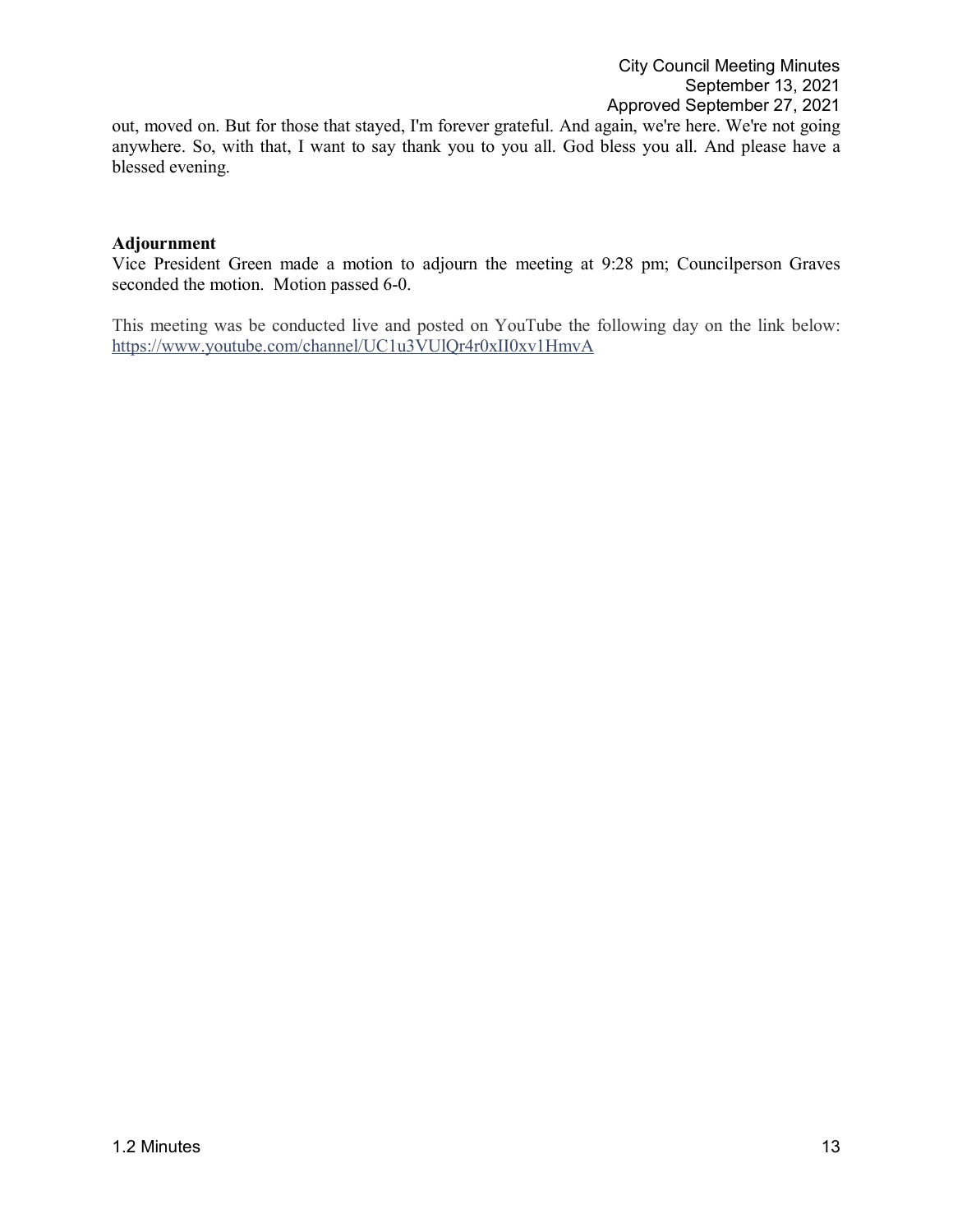out, moved on. But for those that stayed, I'm forever grateful. And again, we're here. We're not going anywhere. So, with that, I want to say thank you to you all. God bless you all. And please have a blessed evening.

**Adjournment**

Vice President Green made a motion to adjourn the meeting at 9:28 pm; Councilperson Graves seconded the motion. Motion passed 6-0.

This meeting was be conducted live and posted on YouTube the following day on the link below: https://www.youtube.com/channel/UC1u3VUlQr4r0xII0xv1HmvA